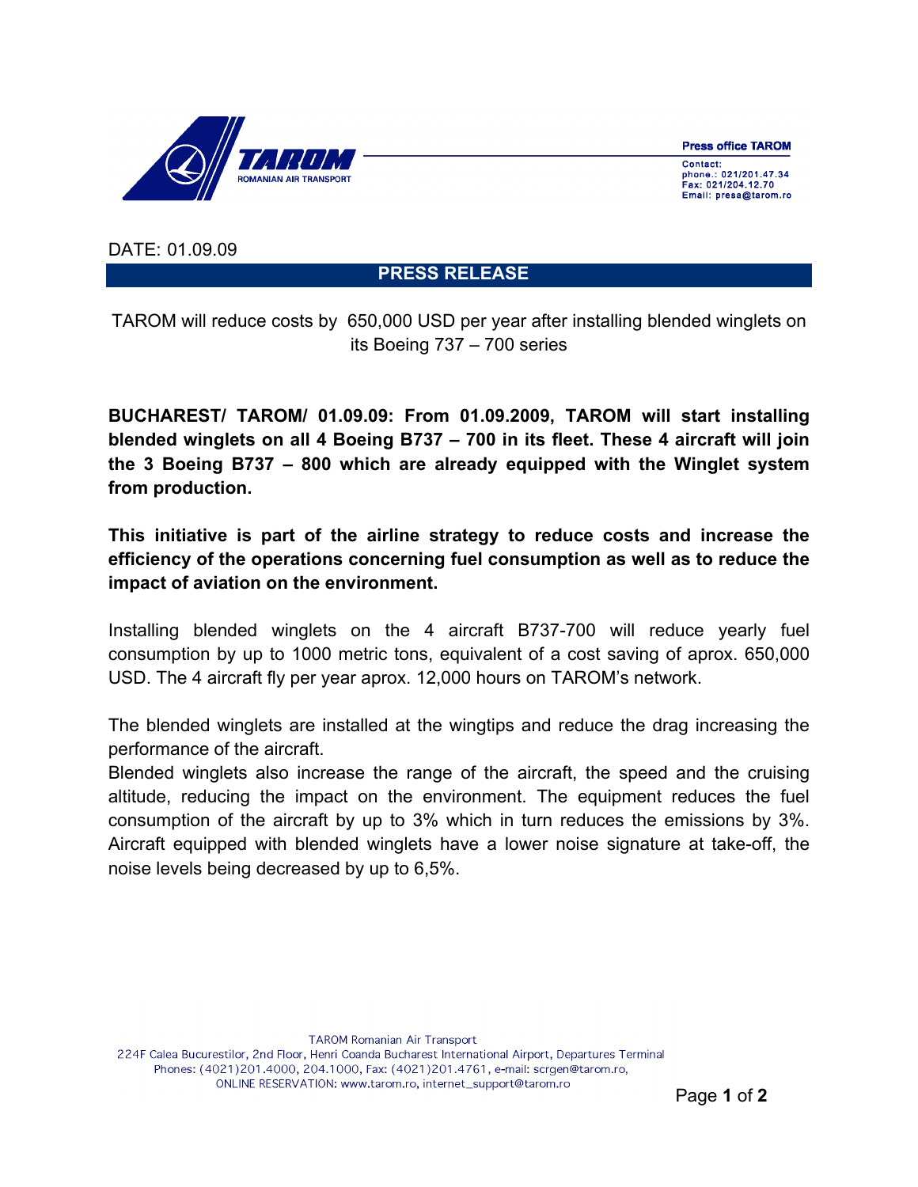**TAROM**
ROMANIAN AIR TRANSPORT

**Press office TAROM**

Contact:
phone.: 021/201.47.34
Fax: 021/204.12.70
Email: presa@tarom.ro

DATE: 01.09.09

## PRESS RELEASE

TAROM will reduce costs by 650,000 USD per year after installing blended winglets on its Boeing 737 – 700 series

**BUCHAREST/ TAROM/ 01.09.09: From 01.09.2009, TAROM will start installing blended winglets on all 4 Boeing B737 – 700 in its fleet. These 4 aircraft will join the 3 Boeing B737 – 800 which are already equipped with the Winglet system from production.**

**This initiative is part of the airline strategy to reduce costs and increase the efficiency of the operations concerning fuel consumption as well as to reduce the impact of aviation on the environment.**

Installing blended winglets on the 4 aircraft B737-700 will reduce yearly fuel consumption by up to 1000 metric tons, equivalent of a cost saving of aprox. 650,000 USD. The 4 aircraft fly per year aprox. 12,000 hours on TAROM's network.

The blended winglets are installed at the wingtips and reduce the drag increasing the performance of the aircraft.

Blended winglets also increase the range of the aircraft, the speed and the cruising altitude, reducing the impact on the environment. The equipment reduces the fuel consumption of the aircraft by up to 3% which in turn reduces the emissions by 3%. Aircraft equipped with blended winglets have a lower noise signature at take-off, the noise levels being decreased by up to 6,5%.

TAROM Romanian Air Transport
224F Calea Bucurestilor, 2nd Floor, Henri Coanda Bucharest International Airport, Departures Terminal
Phones: (4021)201.4000, 204.1000, Fax: (4021)201.4761, e-mail: scrgen@tarom.ro,
ONLINE RESERVATION: www.tarom.ro, internet_support@tarom.ro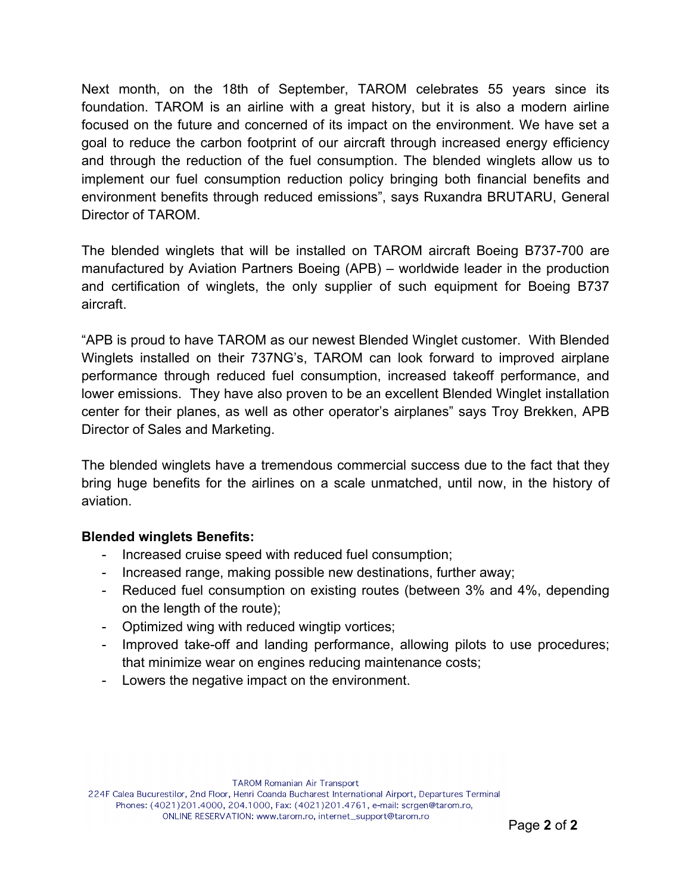Next month, on the 18th of September, TAROM celebrates 55 years since its foundation. TAROM is an airline with a great history, but it is also a modern airline focused on the future and concerned of its impact on the environment. We have set a goal to reduce the carbon footprint of our aircraft through increased energy efficiency and through the reduction of the fuel consumption. The blended winglets allow us to implement our fuel consumption reduction policy bringing both financial benefits and environment benefits through reduced emissions", says Ruxandra BRUTARU, General Director of TAROM.

The blended winglets that will be installed on TAROM aircraft Boeing B737-700 are manufactured by Aviation Partners Boeing (APB) – worldwide leader in the production and certification of winglets, the only supplier of such equipment for Boeing B737 aircraft.

"APB is proud to have TAROM as our newest Blended Winglet customer. With Blended Winglets installed on their 737NG's, TAROM can look forward to improved airplane performance through reduced fuel consumption, increased takeoff performance, and lower emissions. They have also proven to be an excellent Blended Winglet installation center for their planes, as well as other operator's airplanes" says Troy Brekken, APB Director of Sales and Marketing.

The blended winglets have a tremendous commercial success due to the fact that they bring huge benefits for the airlines on a scale unmatched, until now, in the history of aviation.

**Blended winglets Benefits:**

- Increased cruise speed with reduced fuel consumption;
- Increased range, making possible new destinations, further away;
- Reduced fuel consumption on existing routes (between 3% and 4%, depending on the length of the route);
- Optimized wing with reduced wingtip vortices;
- Improved take-off and landing performance, allowing pilots to use procedures; that minimize wear on engines reducing maintenance costs;
- Lowers the negative impact on the environment.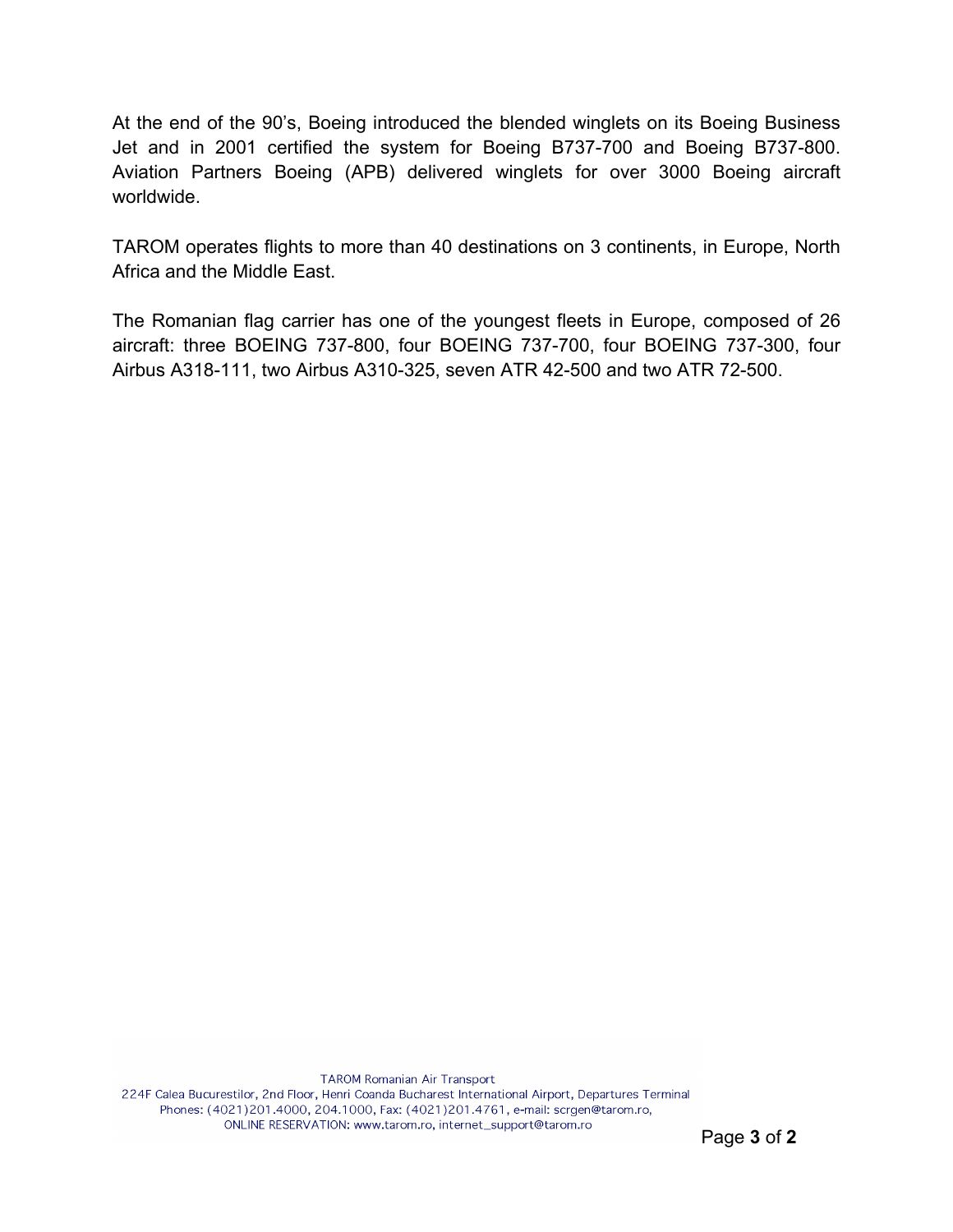At the end of the 90's, Boeing introduced the blended winglets on its Boeing Business Jet and in 2001 certified the system for Boeing B737-700 and Boeing B737-800. Aviation Partners Boeing (APB) delivered winglets for over 3000 Boeing aircraft worldwide.

TAROM operates flights to more than 40 destinations on 3 continents, in Europe, North Africa and the Middle East.

The Romanian flag carrier has one of the youngest fleets in Europe, composed of 26 aircraft: three BOEING 737-800, four BOEING 737-700, four BOEING 737-300, four Airbus A318-111, two Airbus A310-325, seven ATR 42-500 and two ATR 72-500.